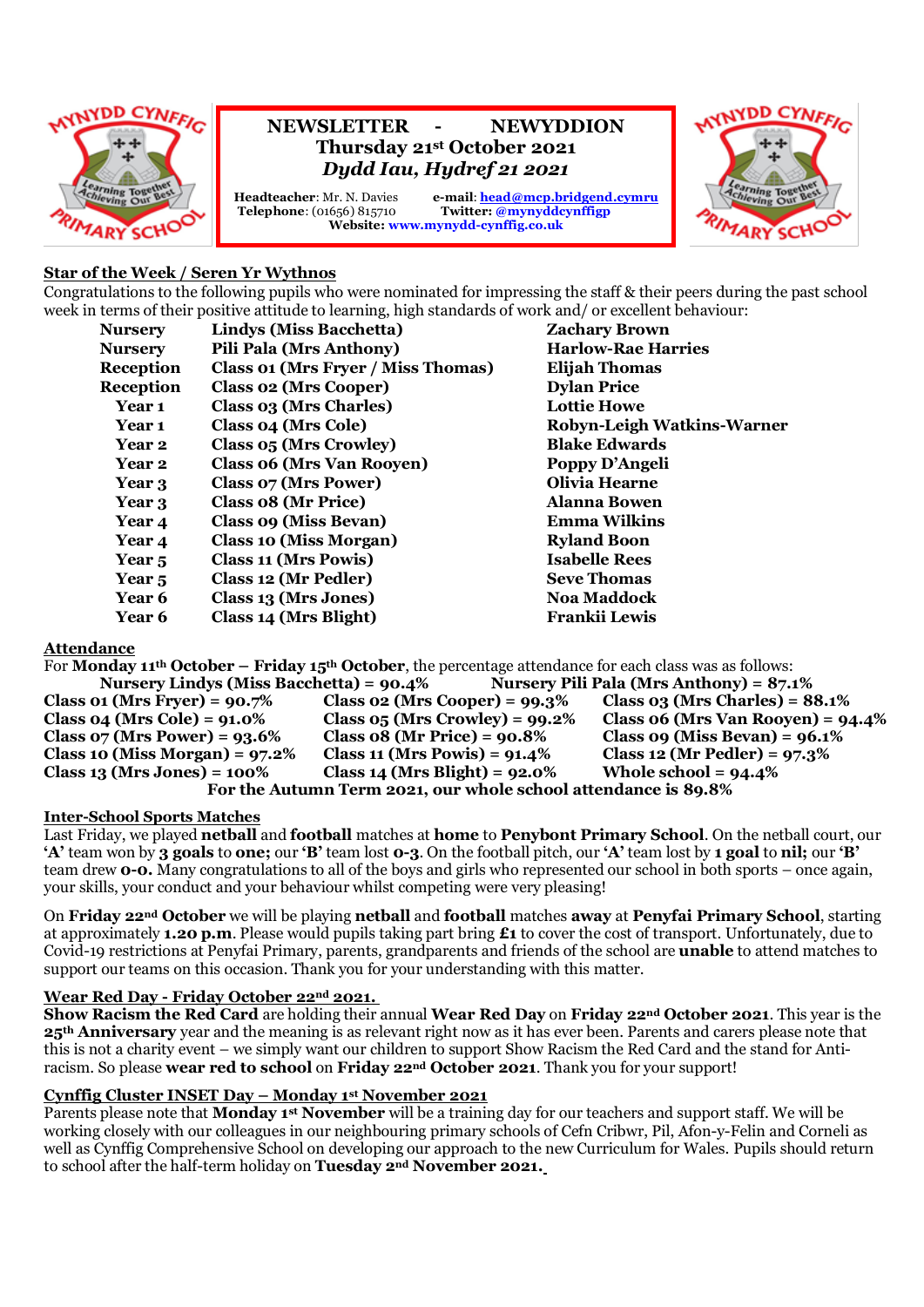# NEWSLETTER - NEWYDDION

**Thursday 21st October 2021**

***Dydd Iau, Hydref 21 2021***

**Headteacher**: Mr. N. Davies
**Telephone**: (01656) 815710
**e-mail**: head@mcp.bridgend.cymru
**Twitter:** @mynyddcynffigp
**Website:** www.mynydd-cynffig.co.uk

## Star of the Week / Seren Yr Wythnos

Congratulations to the following pupils who were nominated for impressing the staff & their peers during the past school week in terms of their positive attitude to learning, high standards of work and/ or excellent behaviour:

| | | |
|---|---|---|
| **Nursery** | **Lindys (Miss Bacchetta)** | **Zachary Brown** |
| **Nursery** | **Pili Pala (Mrs Anthony)** | **Harlow-Rae Harries** |
| **Reception** | **Class 01 (Mrs Fryer / Miss Thomas)** | **Elijah Thomas** |
| **Reception** | **Class 02 (Mrs Cooper)** | **Dylan Price** |
| **Year 1** | **Class 03 (Mrs Charles)** | **Lottie Howe** |
| **Year 1** | **Class 04 (Mrs Cole)** | **Robyn-Leigh Watkins-Warner** |
| **Year 2** | **Class 05 (Mrs Crowley)** | **Blake Edwards** |
| **Year 2** | **Class 06 (Mrs Van Rooyen)** | **Poppy D'Angeli** |
| **Year 3** | **Class 07 (Mrs Power)** | **Olivia Hearne** |
| **Year 3** | **Class 08 (Mr Price)** | **Alanna Bowen** |
| **Year 4** | **Class 09 (Miss Bevan)** | **Emma Wilkins** |
| **Year 4** | **Class 10 (Miss Morgan)** | **Ryland Boon** |
| **Year 5** | **Class 11 (Mrs Powis)** | **Isabelle Rees** |
| **Year 5** | **Class 12 (Mr Pedler)** | **Seve Thomas** |
| **Year 6** | **Class 13 (Mrs Jones)** | **Noa Maddock** |
| **Year 6** | **Class 14 (Mrs Blight)** | **Frankii Lewis** |

## Attendance

For **Monday 11th October – Friday 15th October**, the percentage attendance for each class was as follows:

**Nursery Lindys (Miss Bacchetta) = 90.4%** | **Nursery Pili Pala (Mrs Anthony) = 87.1%**

| | | |
|---|---|---|
| **Class 01 (Mrs Fryer) = 90.7%** | **Class 02 (Mrs Cooper) = 99.3%** | **Class 03 (Mrs Charles) = 88.1%** |
| **Class 04 (Mrs Cole) = 91.0%** | **Class 05 (Mrs Crowley) = 99.2%** | **Class 06 (Mrs Van Rooyen) = 94.4%** |
| **Class 07 (Mrs Power) = 93.6%** | **Class 08 (Mr Price) = 90.8%** | **Class 09 (Miss Bevan) = 96.1%** |
| **Class 10 (Miss Morgan) = 97.2%** | **Class 11 (Mrs Powis) = 91.4%** | **Class 12 (Mr Pedler) = 97.3%** |
| **Class 13 (Mrs Jones) = 100%** | **Class 14 (Mrs Blight) = 92.0%** | **Whole school = 94.4%** |

**For the Autumn Term 2021, our whole school attendance is 89.8%**

## Inter-School Sports Matches

Last Friday, we played **netball** and **football** matches at **home** to **Penybont Primary School**. On the netball court, our **'A'** team won by **3 goals** to **one;** our **'B'** team lost **0-3**. On the football pitch, our **'A'** team lost by **1 goal** to **nil;** our **'B'** team drew **0-0.** Many congratulations to all of the boys and girls who represented our school in both sports – once again, your skills, your conduct and your behaviour whilst competing were very pleasing!

On **Friday 22nd October** we will be playing **netball** and **football** matches **away** at **Penyfai Primary School**, starting at approximately **1.20 p.m**. Please would pupils taking part bring **£1** to cover the cost of transport. Unfortunately, due to Covid-19 restrictions at Penyfai Primary, parents, grandparents and friends of the school are **unable** to attend matches to support our teams on this occasion. Thank you for your understanding with this matter.

## Wear Red Day - Friday October 22nd 2021.

**Show Racism the Red Card** are holding their annual **Wear Red Day** on **Friday 22nd October 2021**. This year is the **25th Anniversary** year and the meaning is as relevant right now as it has ever been. Parents and carers please note that this is not a charity event – we simply want our children to support Show Racism the Red Card and the stand for Anti-racism. So please **wear red to school** on **Friday 22nd October 2021**. Thank you for your support!

## Cynffig Cluster INSET Day – Monday 1st November 2021

Parents please note that **Monday 1st November** will be a training day for our teachers and support staff. We will be working closely with our colleagues in our neighbouring primary schools of Cefn Cribwr, Pil, Afon-y-Felin and Corneli as well as Cynffig Comprehensive School on developing our approach to the new Curriculum for Wales. Pupils should return to school after the half-term holiday on **Tuesday 2nd November 2021.**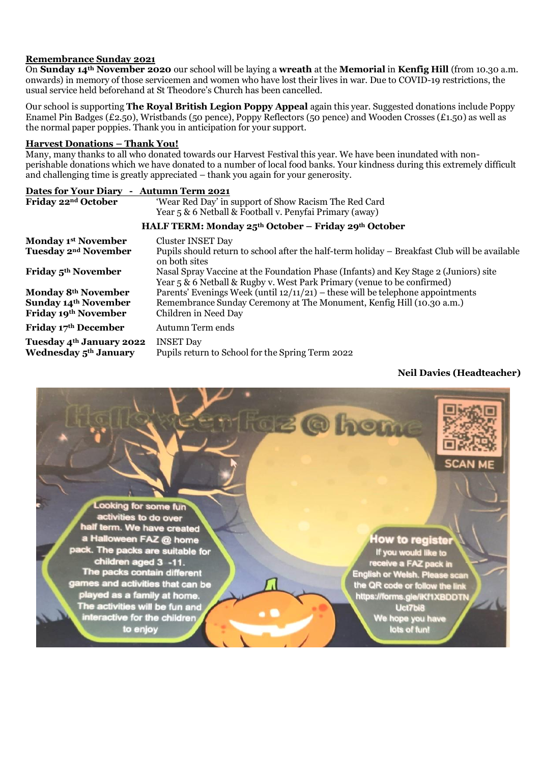## Remembrance Sunday 2021

On **Sunday 14th November 2020** our school will be laying a **wreath** at the **Memorial** in **Kenfig Hill** (from 10.30 a.m. onwards) in memory of those servicemen and women who have lost their lives in war. Due to COVID-19 restrictions, the usual service held beforehand at St Theodore's Church has been cancelled.

Our school is supporting **The Royal British Legion Poppy Appeal** again this year. Suggested donations include Poppy Enamel Pin Badges (£2.50), Wristbands (50 pence), Poppy Reflectors (50 pence) and Wooden Crosses (£1.50) as well as the normal paper poppies. Thank you in anticipation for your support.

## Harvest Donations – Thank You!

Many, many thanks to all who donated towards our Harvest Festival this year. We have been inundated with non-perishable donations which we have donated to a number of local food banks. Your kindness during this extremely difficult and challenging time is greatly appreciated – thank you again for your generosity.

## Dates for Your Diary - Autumn Term 2021

| | |
|---|---|
| **Friday 22nd October** | 'Wear Red Day' in support of Show Racism The Red Card<br>Year 5 & 6 Netball & Football v. Penyfai Primary (away) |
| | **HALF TERM: Monday 25th October – Friday 29th October** |
| **Monday 1st November** | Cluster INSET Day |
| **Tuesday 2nd November** | Pupils should return to school after the half-term holiday – Breakfast Club will be available on both sites |
| **Friday 5th November** | Nasal Spray Vaccine at the Foundation Phase (Infants) and Key Stage 2 (Juniors) site<br>Year 5 & 6 Netball & Rugby v. West Park Primary (venue to be confirmed) |
| **Monday 8th November** | Parents' Evenings Week (until 12/11/21) – these will be telephone appointments |
| **Sunday 14th November** | Remembrance Sunday Ceremony at The Monument, Kenfig Hill (10.30 a.m.) |
| **Friday 19th November** | Children in Need Day |
| **Friday 17th December** | Autumn Term ends |
| **Tuesday 4th January 2022** | INSET Day |
| **Wednesday 5th January** | Pupils return to School for the Spring Term 2022 |

**Neil Davies (Headteacher)**

Halloween Faz @ home

SCAN ME

Looking for some fun activities to do over half term. We have created a Halloween FAZ @ home pack. The packs are suitable for children aged 3 -11. The packs contain different games and activities that can be played as a family at home. The activities will be fun and interactive for the children to enjoy

How to register

If you would like to receive a FAZ pack in English or Welsh. Please scan the QR code or follow the link https://forms.gle/iKf1XBDDTNUct7bi8 We hope you have lots of fun!